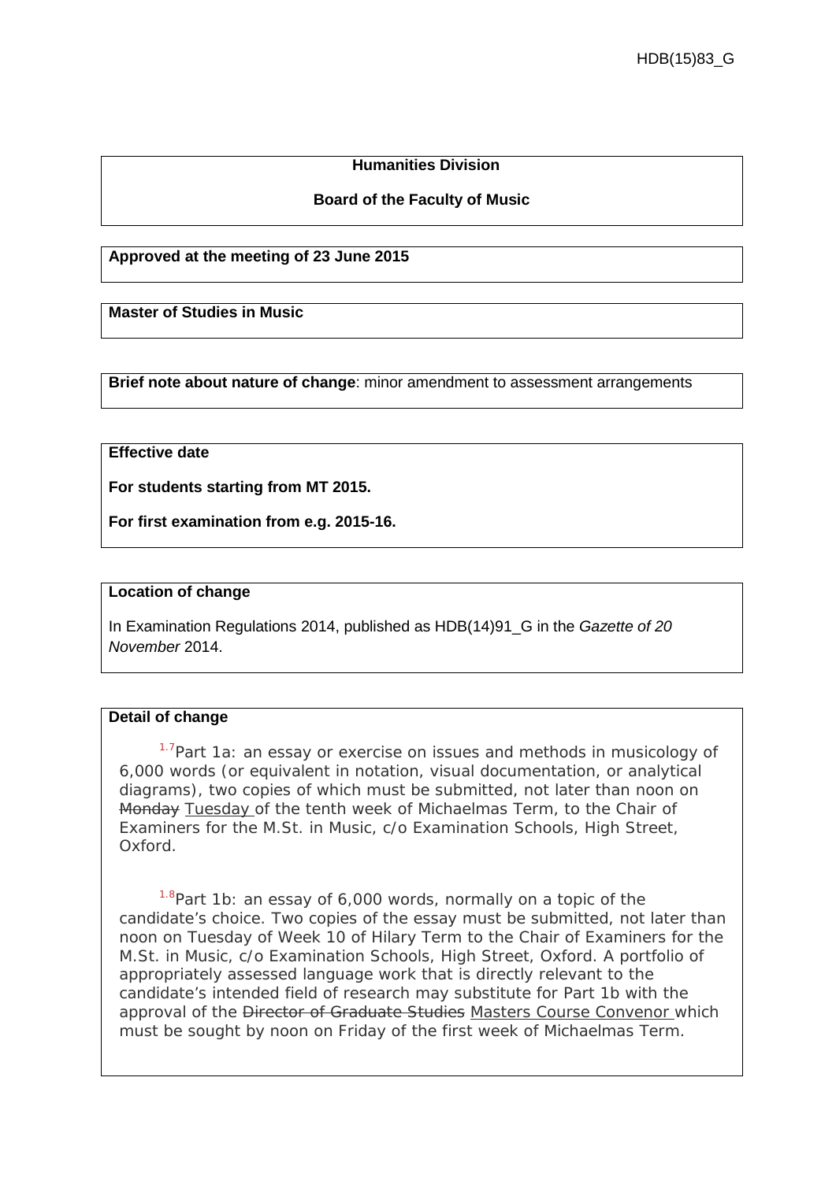HDB(15)83_G

**Humanities Division**

**Board of the Faculty of Music**

**Approved at the meeting of 23 June 2015**

**Master of Studies in Music**

**Brief note about nature of change**: minor amendment to assessment arrangements

**Effective date**

**For students starting from MT 2015.**

**For first examination from e.g. 2015-16.**

**Location of change**

In Examination Regulations 2014, published as HDB(14)91_G in the *Gazette of 20 November* 2014.

**Detail of change**

[1.7]Part 1a: an essay or exercise on issues and methods in musicology of 6,000 words (or equivalent in notation, visual documentation, or analytical diagrams), two copies of which must be submitted, not later than noon on ~~Monday~~ <u>Tuesday</u> of the tenth week of Michaelmas Term, to the Chair of Examiners for the M.St. in Music, c/o Examination Schools, High Street, Oxford.

[1.8]Part 1b: an essay of 6,000 words, normally on a topic of the candidate's choice. Two copies of the essay must be submitted, not later than noon on Tuesday of Week 10 of Hilary Term to the Chair of Examiners for the M.St. in Music, c/o Examination Schools, High Street, Oxford. A portfolio of appropriately assessed language work that is directly relevant to the candidate's intended field of research may substitute for Part 1b with the approval of the ~~Director of Graduate Studies~~ <u>Masters Course Convenor</u> which must be sought by noon on Friday of the first week of Michaelmas Term.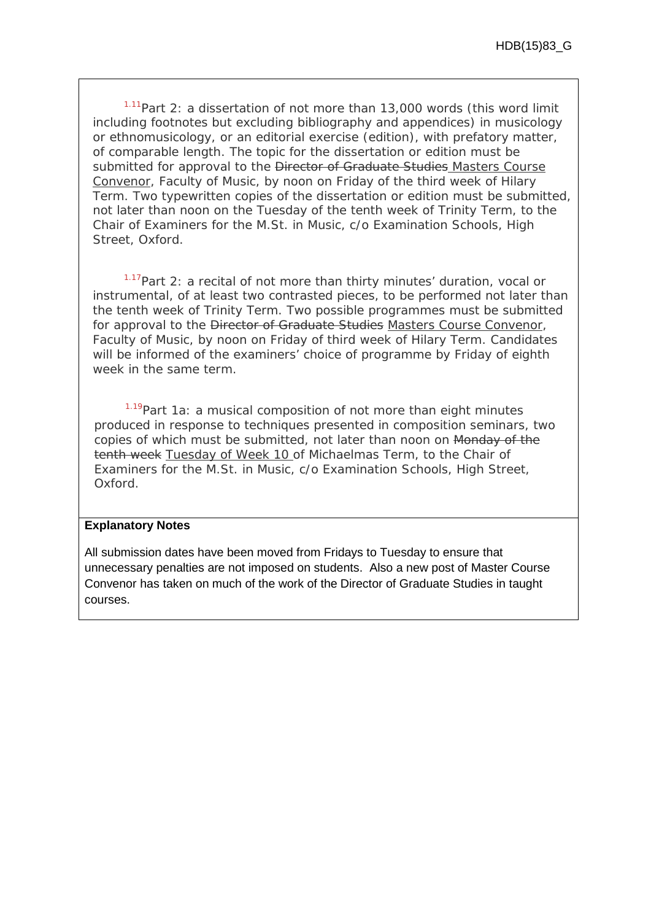[1.11]Part 2: a dissertation of not more than 13,000 words (this word limit including footnotes but excluding bibliography and appendices) in musicology or ethnomusicology, or an editorial exercise (edition), with prefatory matter, of comparable length. The topic for the dissertation or edition must be submitted for approval to the ~~Director of Graduate Studies~~ Masters Course Convenor, Faculty of Music, by noon on Friday of the third week of Hilary Term. Two typewritten copies of the dissertation or edition must be submitted, not later than noon on the Tuesday of the tenth week of Trinity Term, to the Chair of Examiners for the M.St. in Music, c/o Examination Schools, High Street, Oxford.

[1.17]Part 2: a recital of not more than thirty minutes' duration, vocal or instrumental, of at least two contrasted pieces, to be performed not later than the tenth week of Trinity Term. Two possible programmes must be submitted for approval to the ~~Director of Graduate Studies~~ Masters Course Convenor, Faculty of Music, by noon on Friday of third week of Hilary Term. Candidates will be informed of the examiners' choice of programme by Friday of eighth week in the same term.

[1.19]Part 1a: a musical composition of not more than eight minutes produced in response to techniques presented in composition seminars, two copies of which must be submitted, not later than noon on ~~Monday of the tenth week~~ Tuesday of Week 10 of Michaelmas Term, to the Chair of Examiners for the M.St. in Music, c/o Examination Schools, High Street, Oxford.

**Explanatory Notes**

All submission dates have been moved from Fridays to Tuesday to ensure that unnecessary penalties are not imposed on students. Also a new post of Master Course Convenor has taken on much of the work of the Director of Graduate Studies in taught courses.